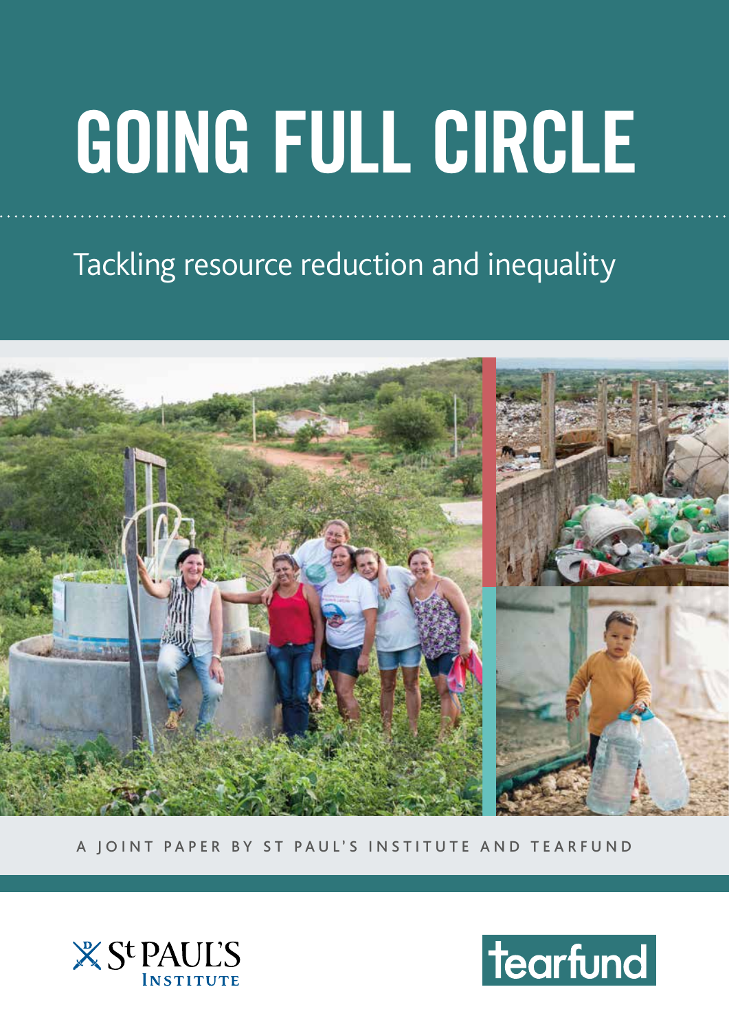# GOING FULL CIRCLE

## Tackling resource reduction and inequality

A JOINT PAPER BY ST PAUL'S INSTITUTE AND TEARFUND

St PAUL'S INSTITUTE

tearfund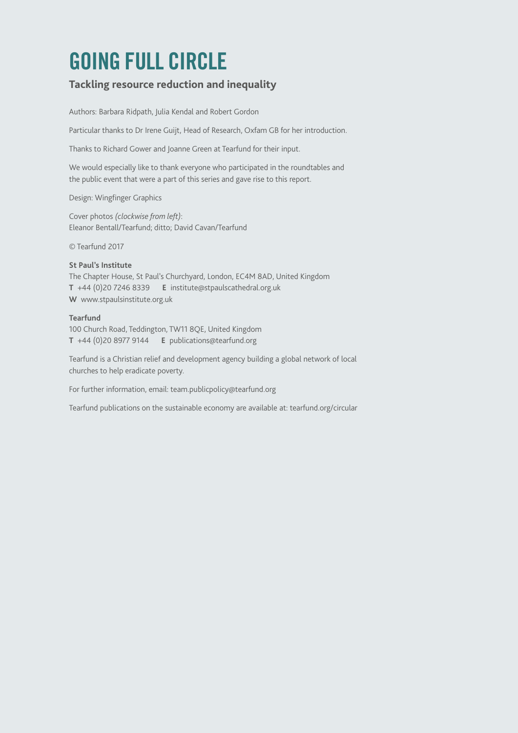# GOING FULL CIRCLE

## Tackling resource reduction and inequality

Authors: Barbara Ridpath, Julia Kendal and Robert Gordon

Particular thanks to Dr Irene Guijt, Head of Research, Oxfam GB for her introduction.

Thanks to Richard Gower and Joanne Green at Tearfund for their input.

We would especially like to thank everyone who participated in the roundtables and the public event that were a part of this series and gave rise to this report.

Design: Wingfinger Graphics

Cover photos *(clockwise from left)*:
Eleanor Bentall/Tearfund; ditto; David Cavan/Tearfund

© Tearfund 2017

**St Paul's Institute**
The Chapter House, St Paul's Churchyard, London, EC4M 8AD, United Kingdom
**T** +44 (0)20 7246 8339 **E** institute@stpaulscathedral.org.uk
**W** www.stpaulsinstitute.org.uk

**Tearfund**
100 Church Road, Teddington, TW11 8QE, United Kingdom
**T** +44 (0)20 8977 9144 **E** publications@tearfund.org

Tearfund is a Christian relief and development agency building a global network of local churches to help eradicate poverty.

For further information, email: team.publicpolicy@tearfund.org

Tearfund publications on the sustainable economy are available at: tearfund.org/circular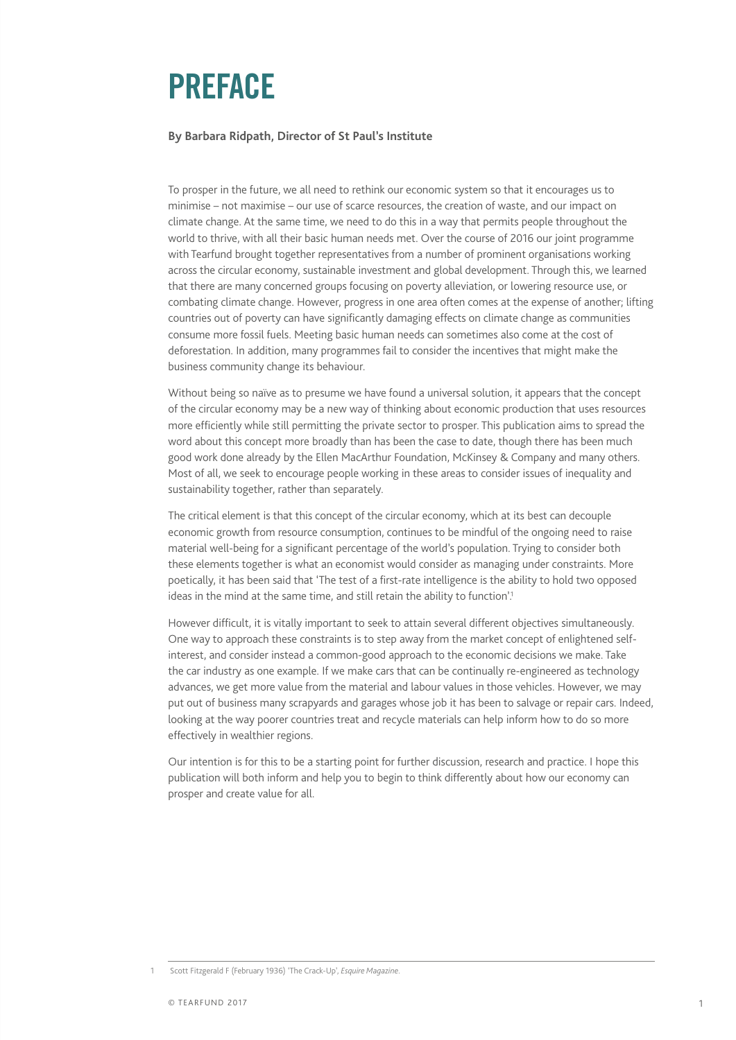# PREFACE

**By Barbara Ridpath, Director of St Paul's Institute**

To prosper in the future, we all need to rethink our economic system so that it encourages us to minimise – not maximise – our use of scarce resources, the creation of waste, and our impact on climate change. At the same time, we need to do this in a way that permits people throughout the world to thrive, with all their basic human needs met. Over the course of 2016 our joint programme with Tearfund brought together representatives from a number of prominent organisations working across the circular economy, sustainable investment and global development. Through this, we learned that there are many concerned groups focusing on poverty alleviation, or lowering resource use, or combating climate change. However, progress in one area often comes at the expense of another; lifting countries out of poverty can have significantly damaging effects on climate change as communities consume more fossil fuels. Meeting basic human needs can sometimes also come at the cost of deforestation. In addition, many programmes fail to consider the incentives that might make the business community change its behaviour.

Without being so naïve as to presume we have found a universal solution, it appears that the concept of the circular economy may be a new way of thinking about economic production that uses resources more efficiently while still permitting the private sector to prosper. This publication aims to spread the word about this concept more broadly than has been the case to date, though there has been much good work done already by the Ellen MacArthur Foundation, McKinsey & Company and many others. Most of all, we seek to encourage people working in these areas to consider issues of inequality and sustainability together, rather than separately.

The critical element is that this concept of the circular economy, which at its best can decouple economic growth from resource consumption, continues to be mindful of the ongoing need to raise material well-being for a significant percentage of the world's population. Trying to consider both these elements together is what an economist would consider as managing under constraints. More poetically, it has been said that 'The test of a first-rate intelligence is the ability to hold two opposed ideas in the mind at the same time, and still retain the ability to function'.[1]

However difficult, it is vitally important to seek to attain several different objectives simultaneously. One way to approach these constraints is to step away from the market concept of enlightened self-interest, and consider instead a common-good approach to the economic decisions we make. Take the car industry as one example. If we make cars that can be continually re-engineered as technology advances, we get more value from the material and labour values in those vehicles. However, we may put out of business many scrapyards and garages whose job it has been to salvage or repair cars. Indeed, looking at the way poorer countries treat and recycle materials can help inform how to do so more effectively in wealthier regions.

Our intention is for this to be a starting point for further discussion, research and practice. I hope this publication will both inform and help you to begin to think differently about how our economy can prosper and create value for all.

---

1 Scott Fitzgerald F (February 1936) 'The Crack-Up', *Esquire Magazine*.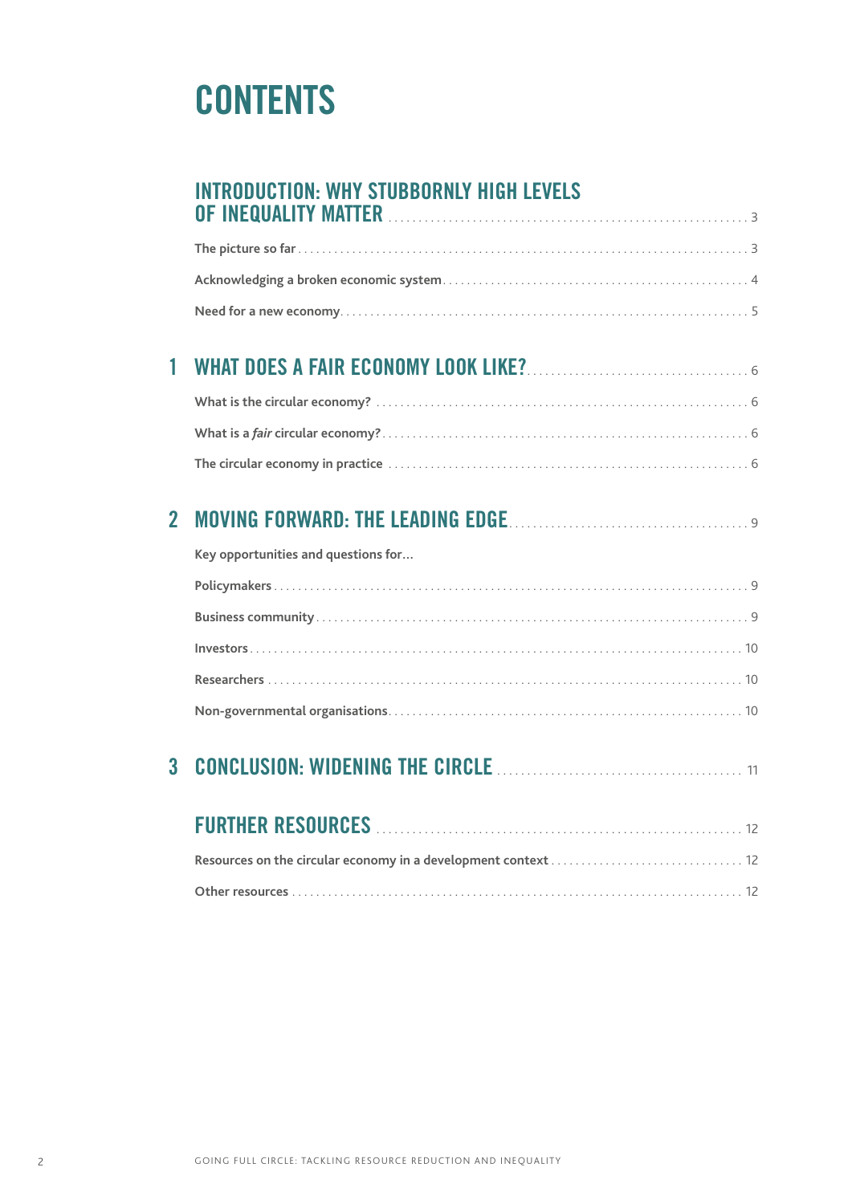# CONTENTS

**INTRODUCTION: WHY STUBBORNLY HIGH LEVELS OF INEQUALITY MATTER** ........ 3

- The picture so far ........ 3
- Acknowledging a broken economic system ........ 4
- Need for a new economy ........ 5

**1 WHAT DOES A FAIR ECONOMY LOOK LIKE?** ........ 6

- What is the circular economy? ........ 6
- What is a *fair* circular economy? ........ 6
- The circular economy in practice ........ 6

**2 MOVING FORWARD: THE LEADING EDGE** ........ 9

Key opportunities and questions for…

- Policymakers ........ 9
- Business community ........ 9
- Investors ........ 10
- Researchers ........ 10
- Non-governmental organisations ........ 10

**3 CONCLUSION: WIDENING THE CIRCLE** ........ 11

**FURTHER RESOURCES** ........ 12

- Resources on the circular economy in a development context ........ 12
- Other resources ........ 12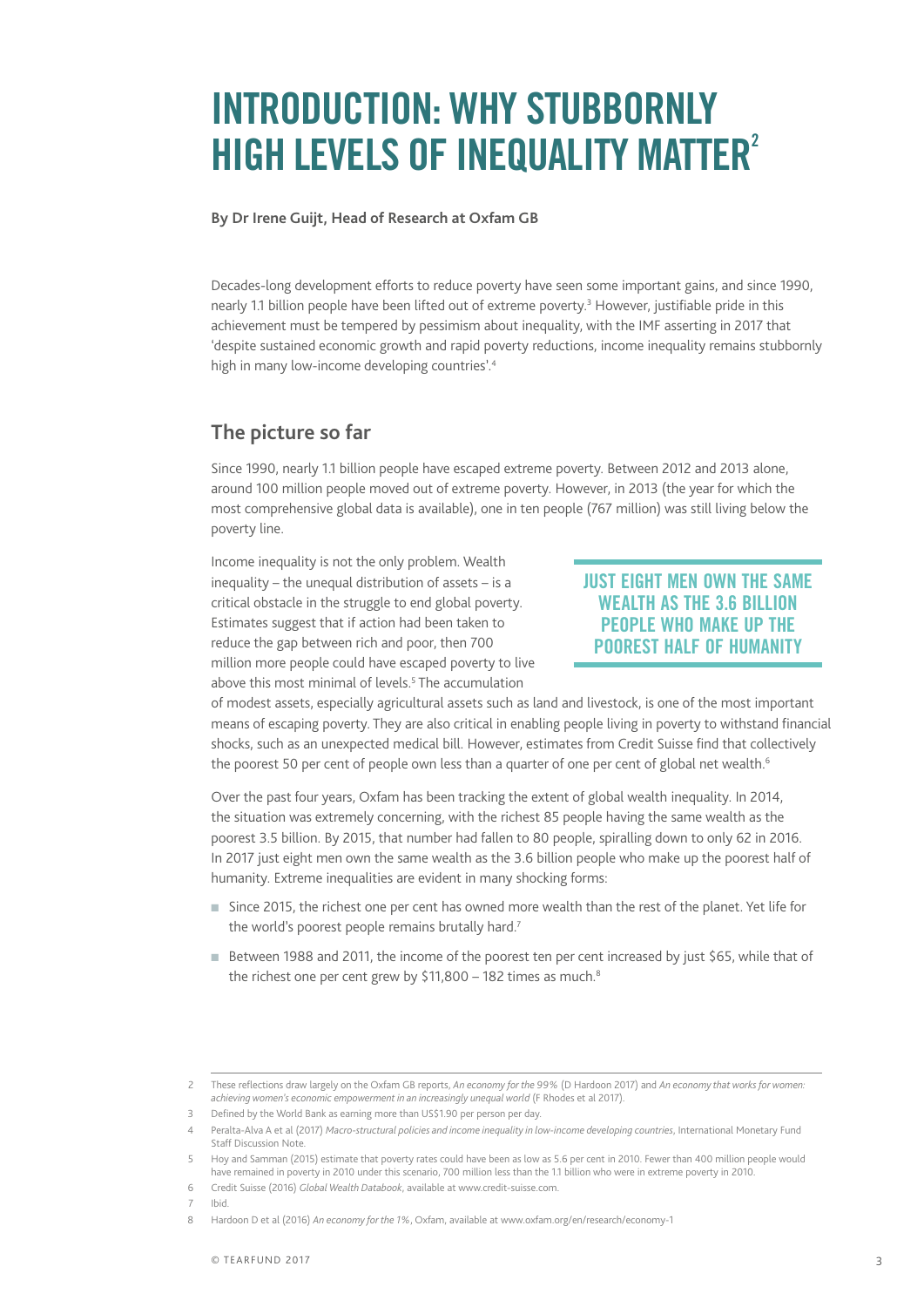# INTRODUCTION: WHY STUBBORNLY HIGH LEVELS OF INEQUALITY MATTER[2]

**By Dr Irene Guijt, Head of Research at Oxfam GB**

Decades-long development efforts to reduce poverty have seen some important gains, and since 1990, nearly 1.1 billion people have been lifted out of extreme poverty.[3] However, justifiable pride in this achievement must be tempered by pessimism about inequality, with the IMF asserting in 2017 that 'despite sustained economic growth and rapid poverty reductions, income inequality remains stubbornly high in many low-income developing countries'.[4]

## The picture so far

Since 1990, nearly 1.1 billion people have escaped extreme poverty. Between 2012 and 2013 alone, around 100 million people moved out of extreme poverty. However, in 2013 (the year for which the most comprehensive global data is available), one in ten people (767 million) was still living below the poverty line.

> **JUST EIGHT MEN OWN THE SAME WEALTH AS THE 3.6 BILLION PEOPLE WHO MAKE UP THE POOREST HALF OF HUMANITY**

Income inequality is not the only problem. Wealth inequality – the unequal distribution of assets – is a critical obstacle in the struggle to end global poverty. Estimates suggest that if action had been taken to reduce the gap between rich and poor, then 700 million more people could have escaped poverty to live above this most minimal of levels.[5] The accumulation of modest assets, especially agricultural assets such as land and livestock, is one of the most important means of escaping poverty. They are also critical in enabling people living in poverty to withstand financial shocks, such as an unexpected medical bill. However, estimates from Credit Suisse find that collectively the poorest 50 per cent of people own less than a quarter of one per cent of global net wealth.[6]

Over the past four years, Oxfam has been tracking the extent of global wealth inequality. In 2014, the situation was extremely concerning, with the richest 85 people having the same wealth as the poorest 3.5 billion. By 2015, that number had fallen to 80 people, spiralling down to only 62 in 2016. In 2017 just eight men own the same wealth as the 3.6 billion people who make up the poorest half of humanity. Extreme inequalities are evident in many shocking forms:

- Since 2015, the richest one per cent has owned more wealth than the rest of the planet. Yet life for the world's poorest people remains brutally hard.[7]
- Between 1988 and 2011, the income of the poorest ten per cent increased by just $65, while that of the richest one per cent grew by $11,800 – 182 times as much.[8]

---

2 These reflections draw largely on the Oxfam GB reports, *An economy for the 99%* (D Hardoon 2017) and *An economy that works for women: achieving women's economic empowerment in an increasingly unequal world* (F Rhodes et al 2017).

3 Defined by the World Bank as earning more than US$1.90 per person per day.

4 Peralta-Alva A et al (2017) *Macro-structural policies and income inequality in low-income developing countries*, International Monetary Fund Staff Discussion Note.

5 Hoy and Samman (2015) estimate that poverty rates could have been as low as 5.6 per cent in 2010. Fewer than 400 million people would have remained in poverty in 2010 under this scenario, 700 million less than the 1.1 billion who were in extreme poverty in 2010.

6 Credit Suisse (2016) *Global Wealth Databook*, available at www.credit-suisse.com.

7 Ibid.

8 Hardoon D et al (2016) *An economy for the 1%*, Oxfam, available at www.oxfam.org/en/research/economy-1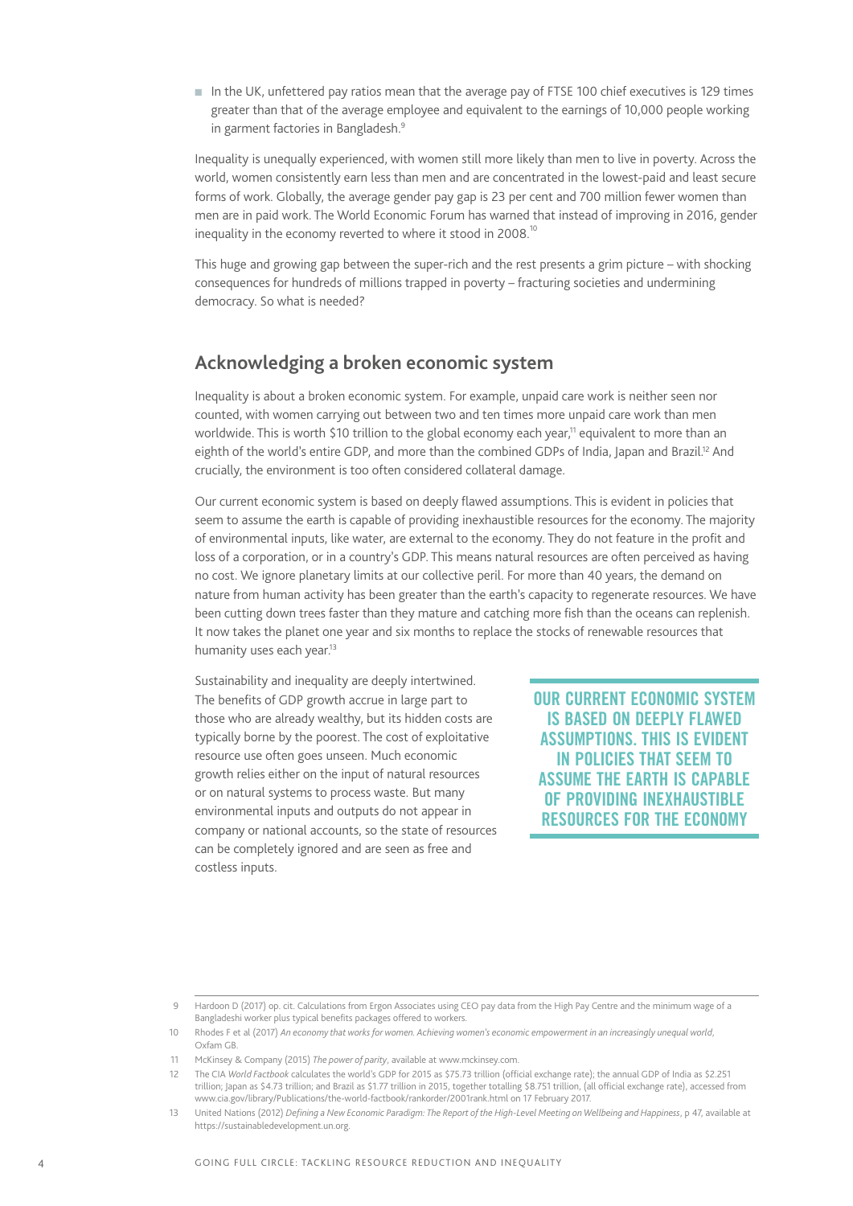- In the UK, unfettered pay ratios mean that the average pay of FTSE 100 chief executives is 129 times greater than that of the average employee and equivalent to the earnings of 10,000 people working in garment factories in Bangladesh.[9]

Inequality is unequally experienced, with women still more likely than men to live in poverty. Across the world, women consistently earn less than men and are concentrated in the lowest-paid and least secure forms of work. Globally, the average gender pay gap is 23 per cent and 700 million fewer women than men are in paid work. The World Economic Forum has warned that instead of improving in 2016, gender inequality in the economy reverted to where it stood in 2008.[10]

This huge and growing gap between the super-rich and the rest presents a grim picture – with shocking consequences for hundreds of millions trapped in poverty – fracturing societies and undermining democracy. So what is needed?

## Acknowledging a broken economic system

Inequality is about a broken economic system. For example, unpaid care work is neither seen nor counted, with women carrying out between two and ten times more unpaid care work than men worldwide. This is worth $10 trillion to the global economy each year,[11] equivalent to more than an eighth of the world's entire GDP, and more than the combined GDPs of India, Japan and Brazil.[12] And crucially, the environment is too often considered collateral damage.

Our current economic system is based on deeply flawed assumptions. This is evident in policies that seem to assume the earth is capable of providing inexhaustible resources for the economy. The majority of environmental inputs, like water, are external to the economy. They do not feature in the profit and loss of a corporation, or in a country's GDP. This means natural resources are often perceived as having no cost. We ignore planetary limits at our collective peril. For more than 40 years, the demand on nature from human activity has been greater than the earth's capacity to regenerate resources. We have been cutting down trees faster than they mature and catching more fish than the oceans can replenish. It now takes the planet one year and six months to replace the stocks of renewable resources that humanity uses each year.[13]

Sustainability and inequality are deeply intertwined. The benefits of GDP growth accrue in large part to those who are already wealthy, but its hidden costs are typically borne by the poorest. The cost of exploitative resource use often goes unseen. Much economic growth relies either on the input of natural resources or on natural systems to process waste. But many environmental inputs and outputs do not appear in company or national accounts, so the state of resources can be completely ignored and are seen as free and costless inputs.

> **OUR CURRENT ECONOMIC SYSTEM IS BASED ON DEEPLY FLAWED ASSUMPTIONS. THIS IS EVIDENT IN POLICIES THAT SEEM TO ASSUME THE EARTH IS CAPABLE OF PROVIDING INEXHAUSTIBLE RESOURCES FOR THE ECONOMY**

---

9 Hardoon D (2017) op. cit. Calculations from Ergon Associates using CEO pay data from the High Pay Centre and the minimum wage of a Bangladeshi worker plus typical benefits packages offered to workers.

10 Rhodes F et al (2017) *An economy that works for women. Achieving women's economic empowerment in an increasingly unequal world*, Oxfam GB.

11 McKinsey & Company (2015) *The power of parity*, available at www.mckinsey.com.

12 The CIA *World Factbook* calculates the world's GDP for 2015 as $75.73 trillion (official exchange rate); the annual GDP of India as $2.251 trillion; Japan as $4.73 trillion; and Brazil as $1.77 trillion in 2015, together totalling $8.751 trillion, (all official exchange rate), accessed from www.cia.gov/library/Publications/the-world-factbook/rankorder/2001rank.html on 17 February 2017.

13 United Nations (2012) *Defining a New Economic Paradigm: The Report of the High-Level Meeting on Wellbeing and Happiness*, p 47, available at https://sustainabledevelopment.un.org.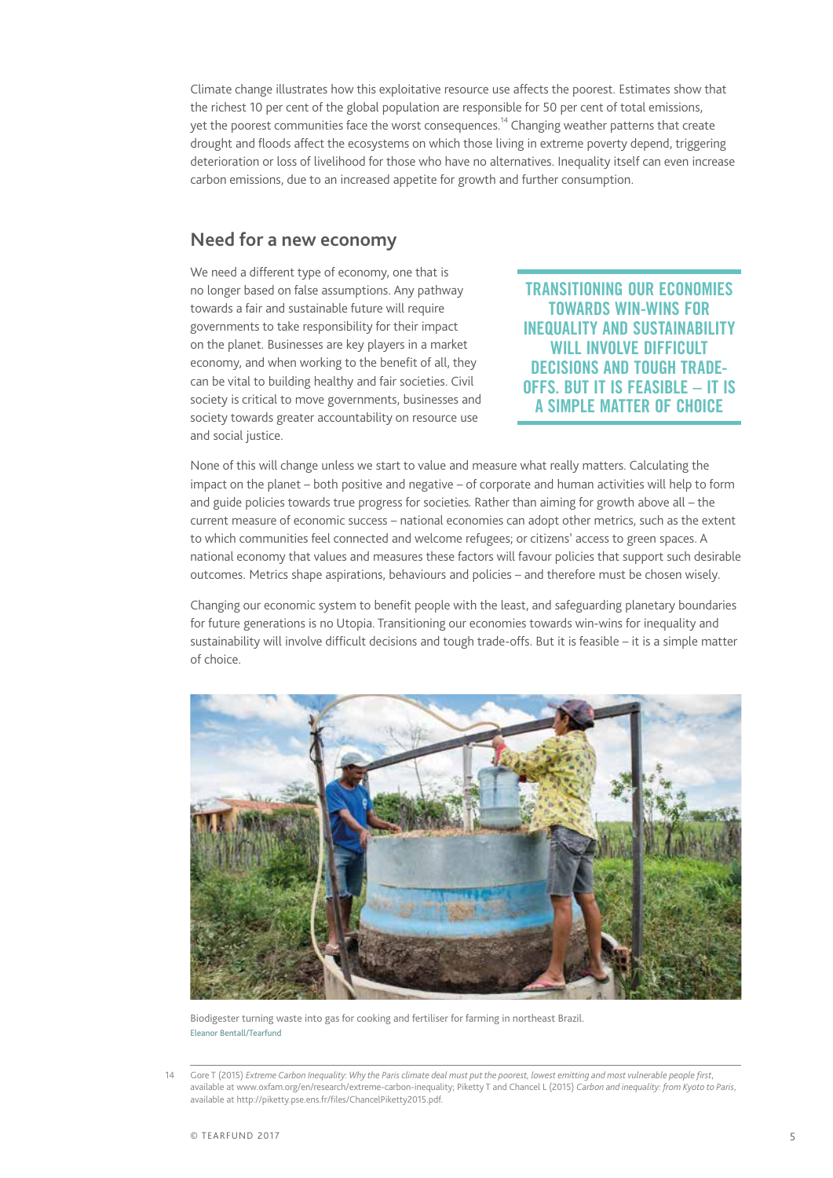Climate change illustrates how this exploitative resource use affects the poorest. Estimates show that the richest 10 per cent of the global population are responsible for 50 per cent of total emissions, yet the poorest communities face the worst consequences.[14] Changing weather patterns that create drought and floods affect the ecosystems on which those living in extreme poverty depend, triggering deterioration or loss of livelihood for those who have no alternatives. Inequality itself can even increase carbon emissions, due to an increased appetite for growth and further consumption.

## Need for a new economy

We need a different type of economy, one that is no longer based on false assumptions. Any pathway towards a fair and sustainable future will require governments to take responsibility for their impact on the planet. Businesses are key players in a market economy, and when working to the benefit of all, they can be vital to building healthy and fair societies. Civil society is critical to move governments, businesses and society towards greater accountability on resource use and social justice.

> TRANSITIONING OUR ECONOMIES TOWARDS WIN-WINS FOR INEQUALITY AND SUSTAINABILITY WILL INVOLVE DIFFICULT DECISIONS AND TOUGH TRADE-OFFS. BUT IT IS FEASIBLE – IT IS A SIMPLE MATTER OF CHOICE

None of this will change unless we start to value and measure what really matters. Calculating the impact on the planet – both positive and negative – of corporate and human activities will help to form and guide policies towards true progress for societies. Rather than aiming for growth above all – the current measure of economic success – national economies can adopt other metrics, such as the extent to which communities feel connected and welcome refugees; or citizens' access to green spaces. A national economy that values and measures these factors will favour policies that support such desirable outcomes. Metrics shape aspirations, behaviours and policies – and therefore must be chosen wisely.

Changing our economic system to benefit people with the least, and safeguarding planetary boundaries for future generations is no Utopia. Transitioning our economies towards win-wins for inequality and sustainability will involve difficult decisions and tough trade-offs. But it is feasible – it is a simple matter of choice.

Biodigester turning waste into gas for cooking and fertiliser for farming in northeast Brazil.
Eleanor Bentall/Tearfund

---

14 Gore T (2015) *Extreme Carbon Inequality: Why the Paris climate deal must put the poorest, lowest emitting and most vulnerable people first*, available at www.oxfam.org/en/research/extreme-carbon-inequality; Piketty T and Chancel L (2015) *Carbon and inequality: from Kyoto to Paris*, available at http://piketty.pse.ens.fr/files/ChancelPiketty2015.pdf.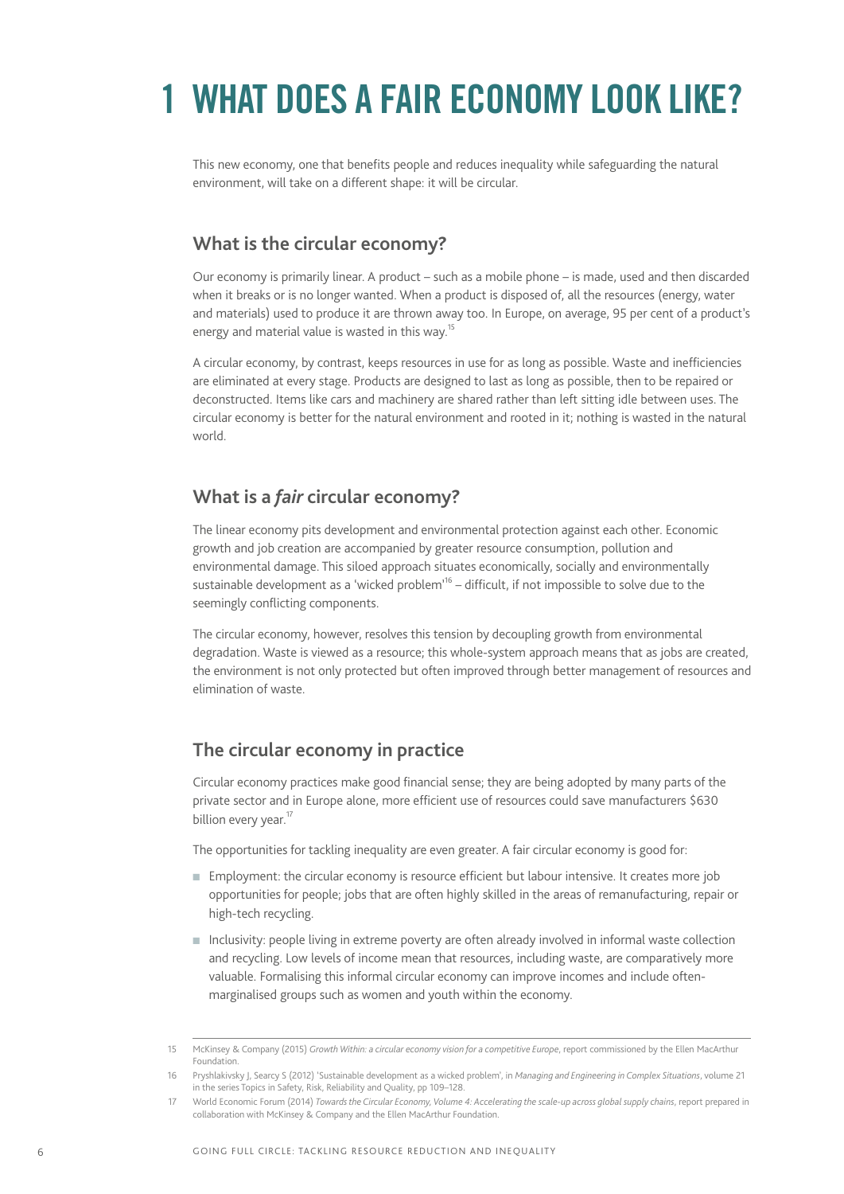# 1 WHAT DOES A FAIR ECONOMY LOOK LIKE?

This new economy, one that benefits people and reduces inequality while safeguarding the natural environment, will take on a different shape: it will be circular.

## What is the circular economy?

Our economy is primarily linear. A product – such as a mobile phone – is made, used and then discarded when it breaks or is no longer wanted. When a product is disposed of, all the resources (energy, water and materials) used to produce it are thrown away too. In Europe, on average, 95 per cent of a product's energy and material value is wasted in this way.[15]

A circular economy, by contrast, keeps resources in use for as long as possible. Waste and inefficiencies are eliminated at every stage. Products are designed to last as long as possible, then to be repaired or deconstructed. Items like cars and machinery are shared rather than left sitting idle between uses. The circular economy is better for the natural environment and rooted in it; nothing is wasted in the natural world.

## What is a *fair* circular economy?

The linear economy pits development and environmental protection against each other. Economic growth and job creation are accompanied by greater resource consumption, pollution and environmental damage. This siloed approach situates economically, socially and environmentally sustainable development as a 'wicked problem'[16] – difficult, if not impossible to solve due to the seemingly conflicting components.

The circular economy, however, resolves this tension by decoupling growth from environmental degradation. Waste is viewed as a resource; this whole-system approach means that as jobs are created, the environment is not only protected but often improved through better management of resources and elimination of waste.

## The circular economy in practice

Circular economy practices make good financial sense; they are being adopted by many parts of the private sector and in Europe alone, more efficient use of resources could save manufacturers $630 billion every year.[17]

The opportunities for tackling inequality are even greater. A fair circular economy is good for:

- Employment: the circular economy is resource efficient but labour intensive. It creates more job opportunities for people; jobs that are often highly skilled in the areas of remanufacturing, repair or high-tech recycling.
- Inclusivity: people living in extreme poverty are often already involved in informal waste collection and recycling. Low levels of income mean that resources, including waste, are comparatively more valuable. Formalising this informal circular economy can improve incomes and include often-marginalised groups such as women and youth within the economy.

---

15 McKinsey & Company (2015) *Growth Within: a circular economy vision for a competitive Europe*, report commissioned by the Ellen MacArthur Foundation.

16 Pryshlakivsky J, Searcy S (2012) 'Sustainable development as a wicked problem', in *Managing and Engineering in Complex Situations*, volume 21 in the series Topics in Safety, Risk, Reliability and Quality, pp 109–128.

17 World Economic Forum (2014) *Towards the Circular Economy, Volume 4: Accelerating the scale-up across global supply chains*, report prepared in collaboration with McKinsey & Company and the Ellen MacArthur Foundation.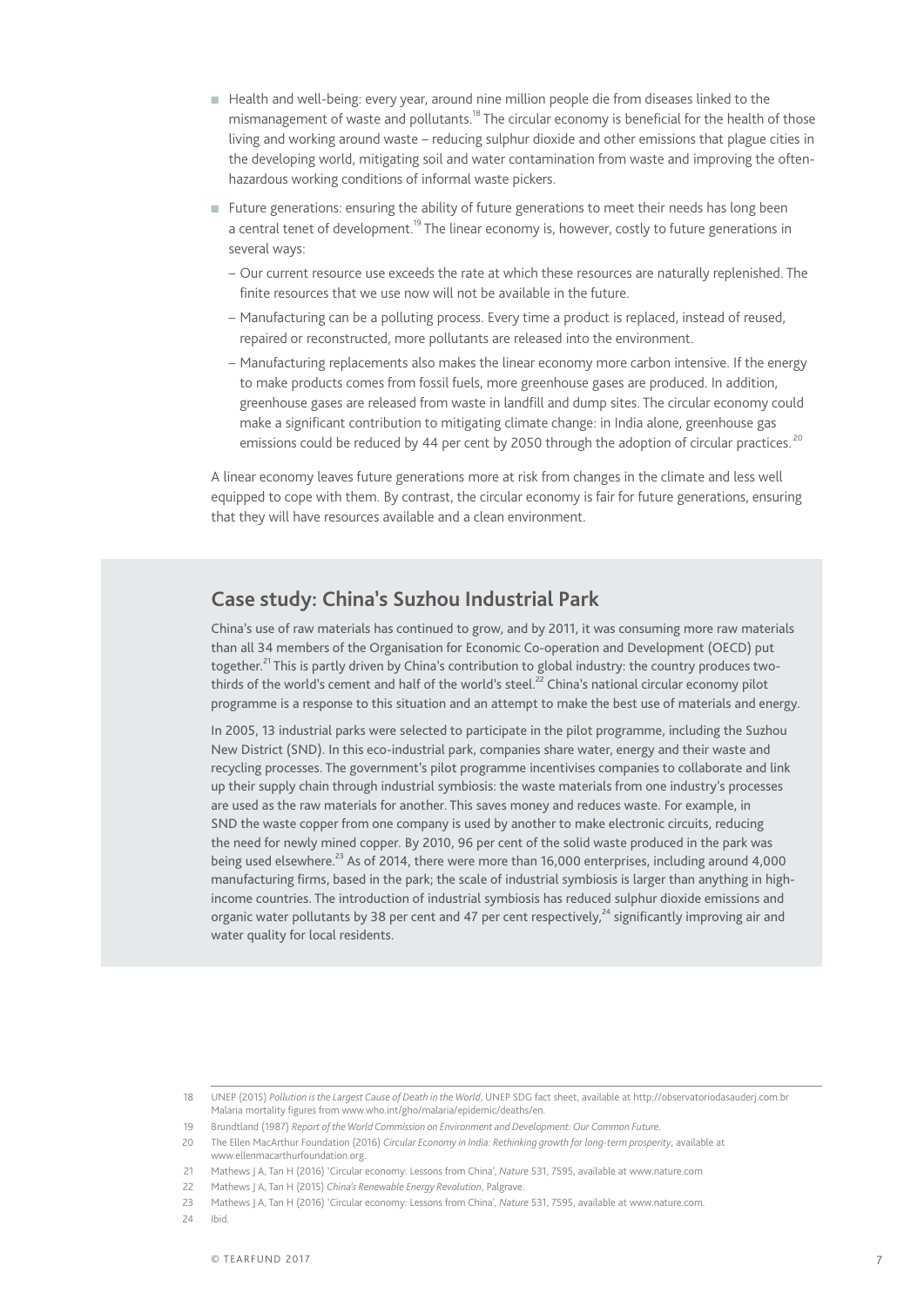- Health and well-being: every year, around nine million people die from diseases linked to the mismanagement of waste and pollutants.[18] The circular economy is beneficial for the health of those living and working around waste – reducing sulphur dioxide and other emissions that plague cities in the developing world, mitigating soil and water contamination from waste and improving the often-hazardous working conditions of informal waste pickers.
- Future generations: ensuring the ability of future generations to meet their needs has long been a central tenet of development.[19] The linear economy is, however, costly to future generations in several ways:
  - Our current resource use exceeds the rate at which these resources are naturally replenished. The finite resources that we use now will not be available in the future.
  - Manufacturing can be a polluting process. Every time a product is replaced, instead of reused, repaired or reconstructed, more pollutants are released into the environment.
  - Manufacturing replacements also makes the linear economy more carbon intensive. If the energy to make products comes from fossil fuels, more greenhouse gases are produced. In addition, greenhouse gases are released from waste in landfill and dump sites. The circular economy could make a significant contribution to mitigating climate change: in India alone, greenhouse gas emissions could be reduced by 44 per cent by 2050 through the adoption of circular practices.[20]

A linear economy leaves future generations more at risk from changes in the climate and less well equipped to cope with them. By contrast, the circular economy is fair for future generations, ensuring that they will have resources available and a clean environment.

## Case study: China's Suzhou Industrial Park

China's use of raw materials has continued to grow, and by 2011, it was consuming more raw materials than all 34 members of the Organisation for Economic Co-operation and Development (OECD) put together.[21] This is partly driven by China's contribution to global industry: the country produces two-thirds of the world's cement and half of the world's steel.[22] China's national circular economy pilot programme is a response to this situation and an attempt to make the best use of materials and energy.

In 2005, 13 industrial parks were selected to participate in the pilot programme, including the Suzhou New District (SND). In this eco-industrial park, companies share water, energy and their waste and recycling processes. The government's pilot programme incentivises companies to collaborate and link up their supply chain through industrial symbiosis: the waste materials from one industry's processes are used as the raw materials for another. This saves money and reduces waste. For example, in SND the waste copper from one company is used by another to make electronic circuits, reducing the need for newly mined copper. By 2010, 96 per cent of the solid waste produced in the park was being used elsewhere.[23] As of 2014, there were more than 16,000 enterprises, including around 4,000 manufacturing firms, based in the park; the scale of industrial symbiosis is larger than anything in high-income countries. The introduction of industrial symbiosis has reduced sulphur dioxide emissions and organic water pollutants by 38 per cent and 47 per cent respectively,[24] significantly improving air and water quality for local residents.

---

18 UNEP (2015) *Pollution is the Largest Cause of Death in the World*, UNEP SDG fact sheet, available at http://observatoriodasauderj.com.br Malaria mortality figures from www.who.int/gho/malaria/epidemic/deaths/en.

19 Brundtland (1987) *Report of the World Commission on Environment and Development: Our Common Future*.

20 The Ellen MacArthur Foundation (2016) *Circular Economy in India: Rethinking growth for long-term prosperity*, available at www.ellenmacarthurfoundation.org.

21 Mathews J A, Tan H (2016) 'Circular economy: Lessons from China', *Nature* 531, 7595, available at www.nature.com

22 Mathews J A, Tan H (2015) *China's Renewable Energy Revolution*, Palgrave.

23 Mathews J A, Tan H (2016) 'Circular economy: Lessons from China', *Nature* 531, 7595, available at www.nature.com.

24 Ibid.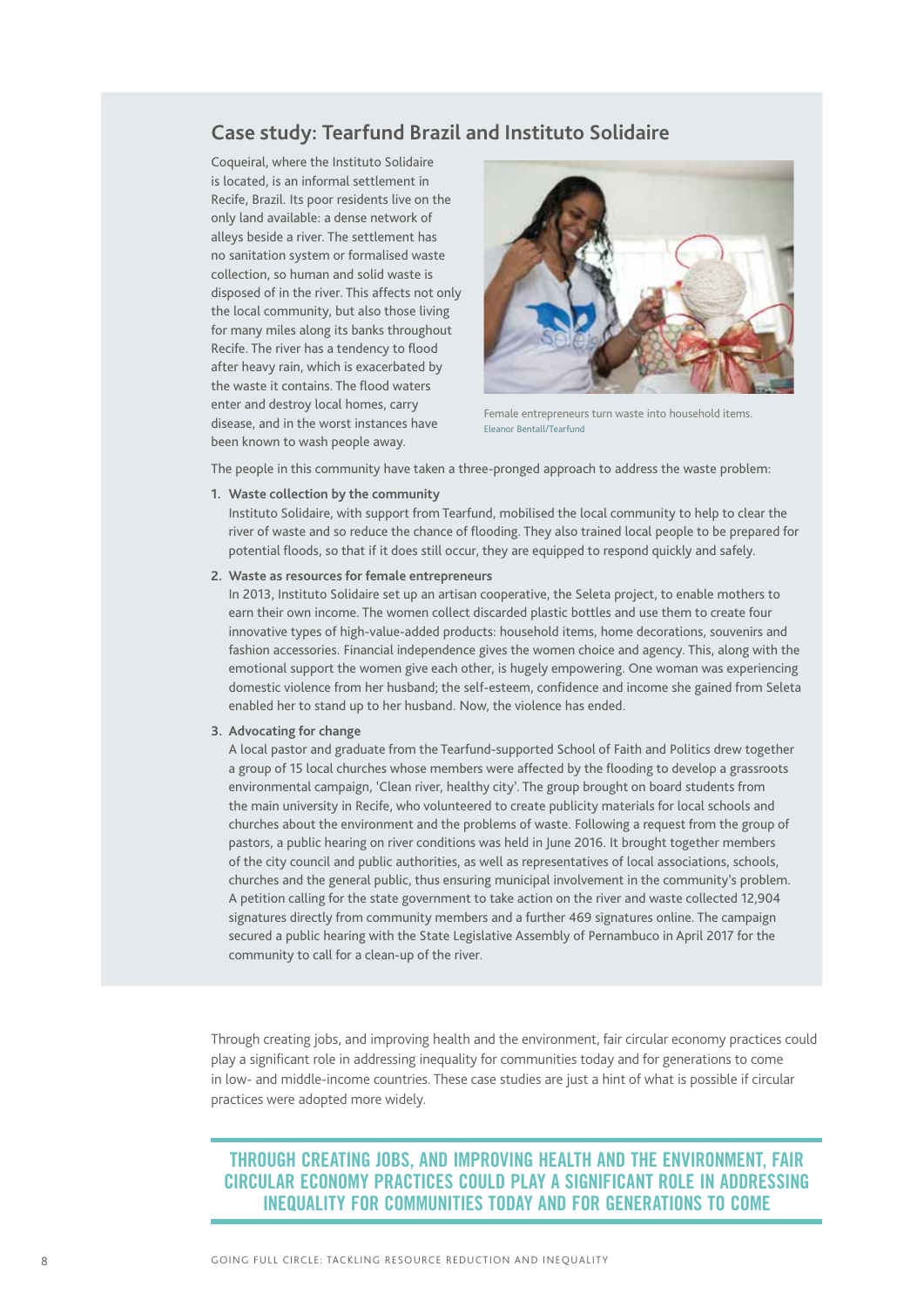## Case study: Tearfund Brazil and Instituto Solidaire

Coqueiral, where the Instituto Solidaire is located, is an informal settlement in Recife, Brazil. Its poor residents live on the only land available: a dense network of alleys beside a river. The settlement has no sanitation system or formalised waste collection, so human and solid waste is disposed of in the river. This affects not only the local community, but also those living for many miles along its banks throughout Recife. The river has a tendency to flood after heavy rain, which is exacerbated by the waste it contains. The flood waters enter and destroy local homes, carry disease, and in the worst instances have been known to wash people away.

Female entrepreneurs turn waste into household items.
Eleanor Bentall/Tearfund

The people in this community have taken a three-pronged approach to address the waste problem:

1. **Waste collection by the community**
   Instituto Solidaire, with support from Tearfund, mobilised the local community to help to clear the river of waste and so reduce the chance of flooding. They also trained local people to be prepared for potential floods, so that if it does still occur, they are equipped to respond quickly and safely.

2. **Waste as resources for female entrepreneurs**
   In 2013, Instituto Solidaire set up an artisan cooperative, the Seleta project, to enable mothers to earn their own income. The women collect discarded plastic bottles and use them to create four innovative types of high-value-added products: household items, home decorations, souvenirs and fashion accessories. Financial independence gives the women choice and agency. This, along with the emotional support the women give each other, is hugely empowering. One woman was experiencing domestic violence from her husband; the self-esteem, confidence and income she gained from Seleta enabled her to stand up to her husband. Now, the violence has ended.

3. **Advocating for change**
   A local pastor and graduate from the Tearfund-supported School of Faith and Politics drew together a group of 15 local churches whose members were affected by the flooding to develop a grassroots environmental campaign, 'Clean river, healthy city'. The group brought on board students from the main university in Recife, who volunteered to create publicity materials for local schools and churches about the environment and the problems of waste. Following a request from the group of pastors, a public hearing on river conditions was held in June 2016. It brought together members of the city council and public authorities, as well as representatives of local associations, schools, churches and the general public, thus ensuring municipal involvement in the community's problem. A petition calling for the state government to take action on the river and waste collected 12,904 signatures directly from community members and a further 469 signatures online. The campaign secured a public hearing with the State Legislative Assembly of Pernambuco in April 2017 for the community to call for a clean-up of the river.

Through creating jobs, and improving health and the environment, fair circular economy practices could play a significant role in addressing inequality for communities today and for generations to come in low- and middle-income countries. These case studies are just a hint of what is possible if circular practices were adopted more widely.

**THROUGH CREATING JOBS, AND IMPROVING HEALTH AND THE ENVIRONMENT, FAIR CIRCULAR ECONOMY PRACTICES COULD PLAY A SIGNIFICANT ROLE IN ADDRESSING INEQUALITY FOR COMMUNITIES TODAY AND FOR GENERATIONS TO COME**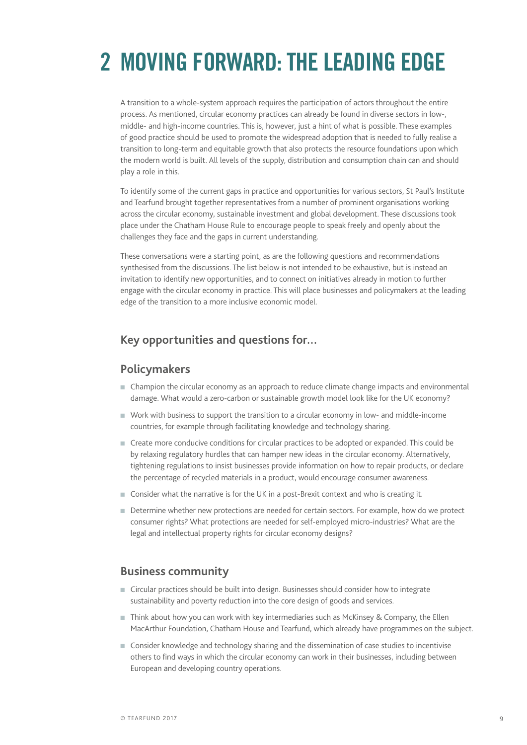# 2 MOVING FORWARD: THE LEADING EDGE

A transition to a whole-system approach requires the participation of actors throughout the entire process. As mentioned, circular economy practices can already be found in diverse sectors in low-, middle- and high-income countries. This is, however, just a hint of what is possible. These examples of good practice should be used to promote the widespread adoption that is needed to fully realise a transition to long-term and equitable growth that also protects the resource foundations upon which the modern world is built. All levels of the supply, distribution and consumption chain can and should play a role in this.

To identify some of the current gaps in practice and opportunities for various sectors, St Paul's Institute and Tearfund brought together representatives from a number of prominent organisations working across the circular economy, sustainable investment and global development. These discussions took place under the Chatham House Rule to encourage people to speak freely and openly about the challenges they face and the gaps in current understanding.

These conversations were a starting point, as are the following questions and recommendations synthesised from the discussions. The list below is not intended to be exhaustive, but is instead an invitation to identify new opportunities, and to connect on initiatives already in motion to further engage with the circular economy in practice. This will place businesses and policymakers at the leading edge of the transition to a more inclusive economic model.

## Key opportunities and questions for…

### Policymakers

- Champion the circular economy as an approach to reduce climate change impacts and environmental damage. What would a zero-carbon or sustainable growth model look like for the UK economy?
- Work with business to support the transition to a circular economy in low- and middle-income countries, for example through facilitating knowledge and technology sharing.
- Create more conducive conditions for circular practices to be adopted or expanded. This could be by relaxing regulatory hurdles that can hamper new ideas in the circular economy. Alternatively, tightening regulations to insist businesses provide information on how to repair products, or declare the percentage of recycled materials in a product, would encourage consumer awareness.
- Consider what the narrative is for the UK in a post-Brexit context and who is creating it.
- Determine whether new protections are needed for certain sectors. For example, how do we protect consumer rights? What protections are needed for self-employed micro-industries? What are the legal and intellectual property rights for circular economy designs?

### Business community

- Circular practices should be built into design. Businesses should consider how to integrate sustainability and poverty reduction into the core design of goods and services.
- Think about how you can work with key intermediaries such as McKinsey & Company, the Ellen MacArthur Foundation, Chatham House and Tearfund, which already have programmes on the subject.
- Consider knowledge and technology sharing and the dissemination of case studies to incentivise others to find ways in which the circular economy can work in their businesses, including between European and developing country operations.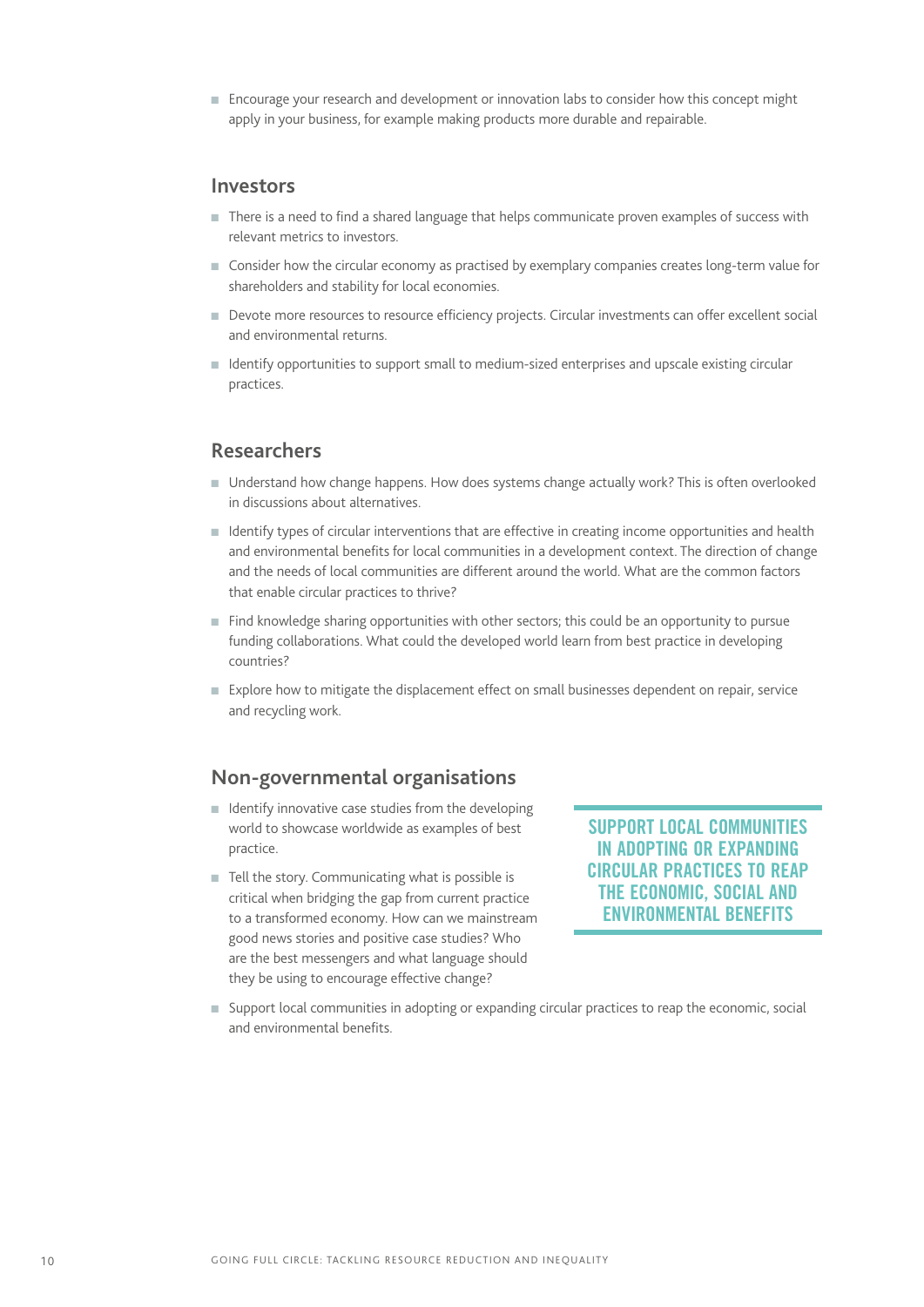- Encourage your research and development or innovation labs to consider how this concept might apply in your business, for example making products more durable and repairable.

## Investors

- There is a need to find a shared language that helps communicate proven examples of success with relevant metrics to investors.
- Consider how the circular economy as practised by exemplary companies creates long-term value for shareholders and stability for local economies.
- Devote more resources to resource efficiency projects. Circular investments can offer excellent social and environmental returns.
- Identify opportunities to support small to medium-sized enterprises and upscale existing circular practices.

## Researchers

- Understand how change happens. How does systems change actually work? This is often overlooked in discussions about alternatives.
- Identify types of circular interventions that are effective in creating income opportunities and health and environmental benefits for local communities in a development context. The direction of change and the needs of local communities are different around the world. What are the common factors that enable circular practices to thrive?
- Find knowledge sharing opportunities with other sectors; this could be an opportunity to pursue funding collaborations. What could the developed world learn from best practice in developing countries?
- Explore how to mitigate the displacement effect on small businesses dependent on repair, service and recycling work.

## Non-governmental organisations

- Identify innovative case studies from the developing world to showcase worldwide as examples of best practice.
- Tell the story. Communicating what is possible is critical when bridging the gap from current practice to a transformed economy. How can we mainstream good news stories and positive case studies? Who are the best messengers and what language should they be using to encourage effective change?
- Support local communities in adopting or expanding circular practices to reap the economic, social and environmental benefits.

> **SUPPORT LOCAL COMMUNITIES IN ADOPTING OR EXPANDING CIRCULAR PRACTICES TO REAP THE ECONOMIC, SOCIAL AND ENVIRONMENTAL BENEFITS**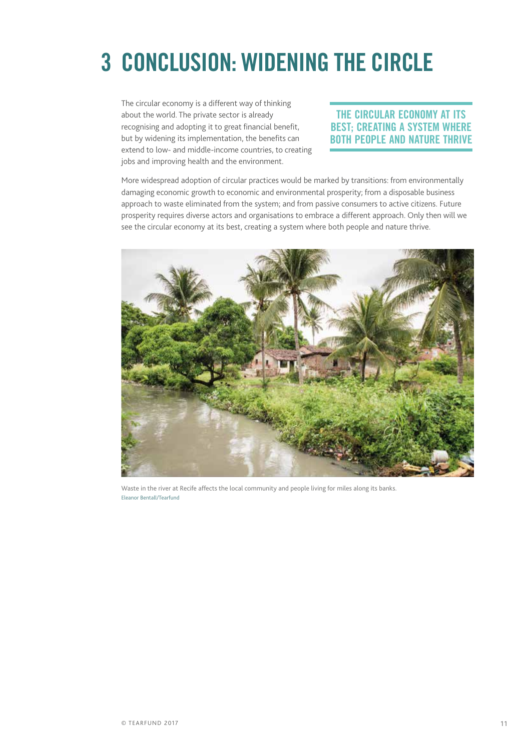# 3 CONCLUSION: WIDENING THE CIRCLE

The circular economy is a different way of thinking about the world. The private sector is already recognising and adopting it to great financial benefit, but by widening its implementation, the benefits can extend to low- and middle-income countries, to creating jobs and improving health and the environment.

**THE CIRCULAR ECONOMY AT ITS BEST; CREATING A SYSTEM WHERE BOTH PEOPLE AND NATURE THRIVE**

More widespread adoption of circular practices would be marked by transitions: from environmentally damaging economic growth to economic and environmental prosperity; from a disposable business approach to waste eliminated from the system; and from passive consumers to active citizens. Future prosperity requires diverse actors and organisations to embrace a different approach. Only then will we see the circular economy at its best, creating a system where both people and nature thrive.

Waste in the river at Recife affects the local community and people living for miles along its banks.
Eleanor Bentall/Tearfund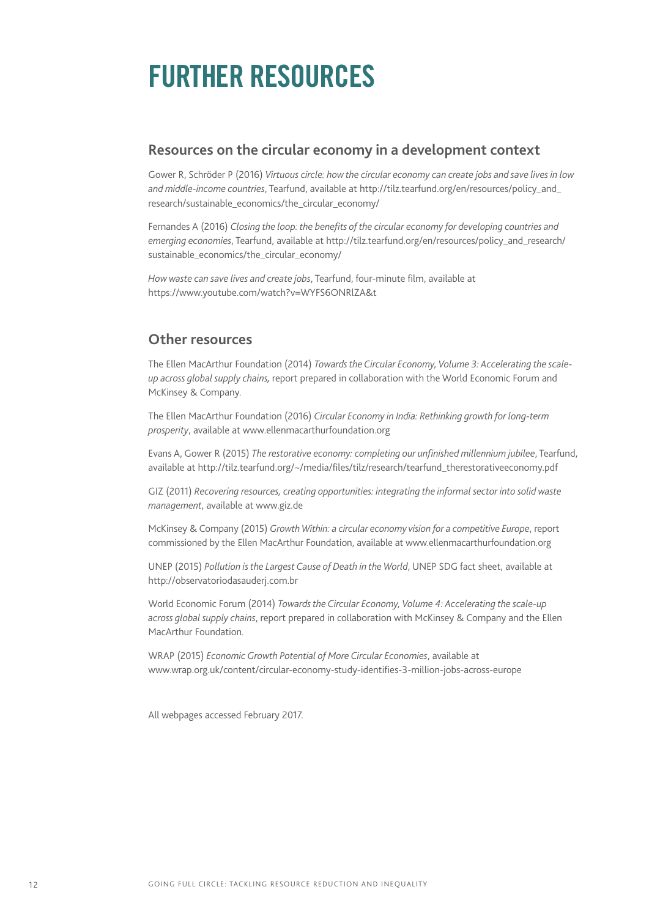# FURTHER RESOURCES

## Resources on the circular economy in a development context

Gower R, Schröder P (2016) *Virtuous circle: how the circular economy can create jobs and save lives in low and middle-income countries*, Tearfund, available at http://tilz.tearfund.org/en/resources/policy_and_research/sustainable_economics/the_circular_economy/

Fernandes A (2016) *Closing the loop: the benefits of the circular economy for developing countries and emerging economies*, Tearfund, available at http://tilz.tearfund.org/en/resources/policy_and_research/sustainable_economics/the_circular_economy/

*How waste can save lives and create jobs*, Tearfund, four-minute film, available at https://www.youtube.com/watch?v=WYFS6ONRlZA&t

## Other resources

The Ellen MacArthur Foundation (2014) *Towards the Circular Economy, Volume 3: Accelerating the scale-up across global supply chains,* report prepared in collaboration with the World Economic Forum and McKinsey & Company.

The Ellen MacArthur Foundation (2016) *Circular Economy in India: Rethinking growth for long-term prosperity*, available at www.ellenmacarthurfoundation.org

Evans A, Gower R (2015) *The restorative economy: completing our unfinished millennium jubilee*, Tearfund, available at http://tilz.tearfund.org/~/media/files/tilz/research/tearfund_therestorativeeconomy.pdf

GIZ (2011) *Recovering resources, creating opportunities: integrating the informal sector into solid waste management*, available at www.giz.de

McKinsey & Company (2015) *Growth Within: a circular economy vision for a competitive Europe*, report commissioned by the Ellen MacArthur Foundation, available at www.ellenmacarthurfoundation.org

UNEP (2015) *Pollution is the Largest Cause of Death in the World*, UNEP SDG fact sheet, available at http://observatoriodasauderj.com.br

World Economic Forum (2014) *Towards the Circular Economy, Volume 4: Accelerating the scale-up across global supply chains*, report prepared in collaboration with McKinsey & Company and the Ellen MacArthur Foundation.

WRAP (2015) *Economic Growth Potential of More Circular Economies*, available at www.wrap.org.uk/content/circular-economy-study-identifies-3-million-jobs-across-europe

All webpages accessed February 2017.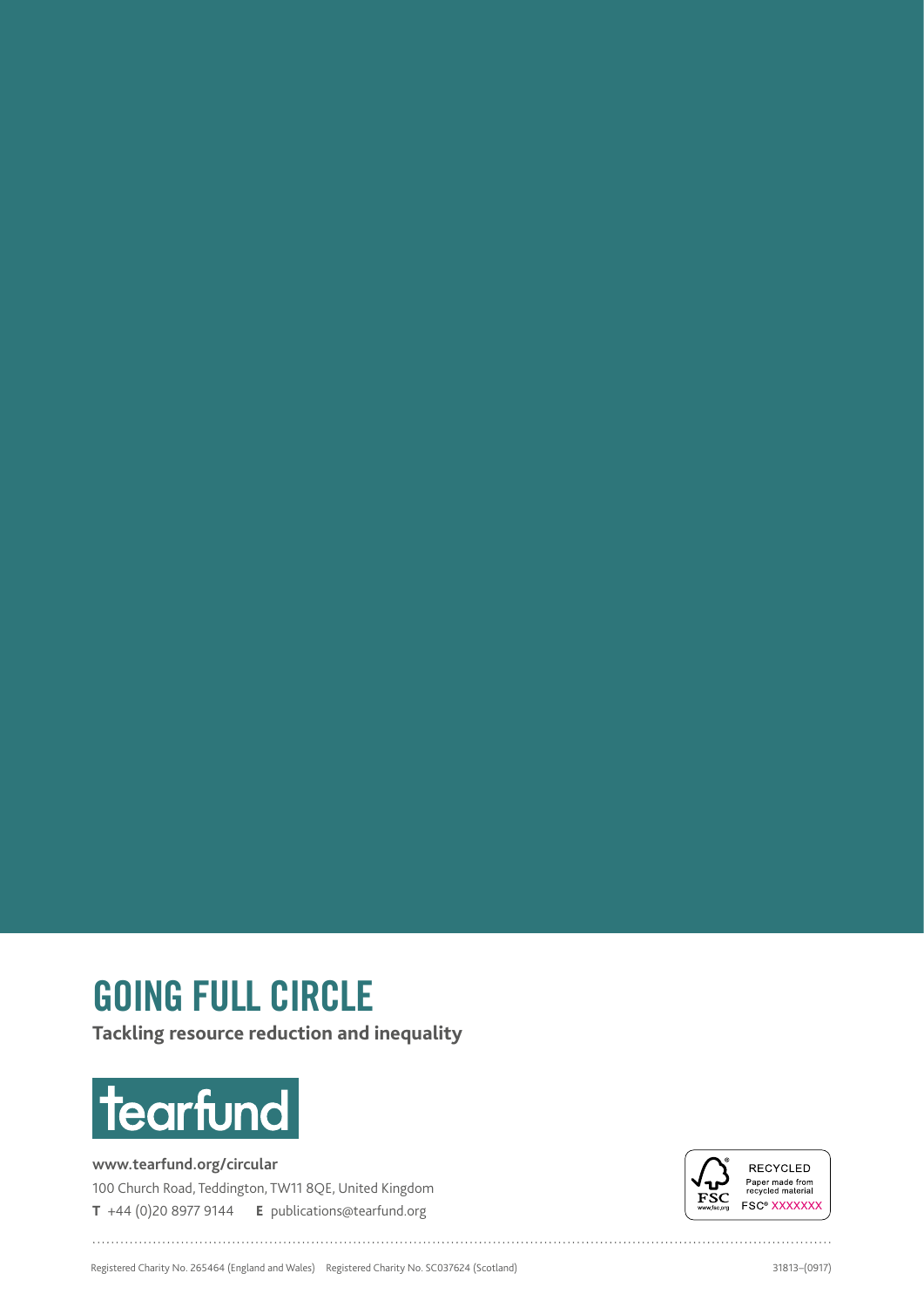# GOING FULL CIRCLE

**Tackling resource reduction and inequality**

tearfund

**www.tearfund.org/circular**

100 Church Road, Teddington, TW11 8QE, United Kingdom

**T** +44 (0)20 8977 9144 **E** publications@tearfund.org

RECYCLED
Paper made from recycled material
FSC® XXXXXXX

Registered Charity No. 265464 (England and Wales) Registered Charity No. SC037624 (Scotland)

31813–(0917)